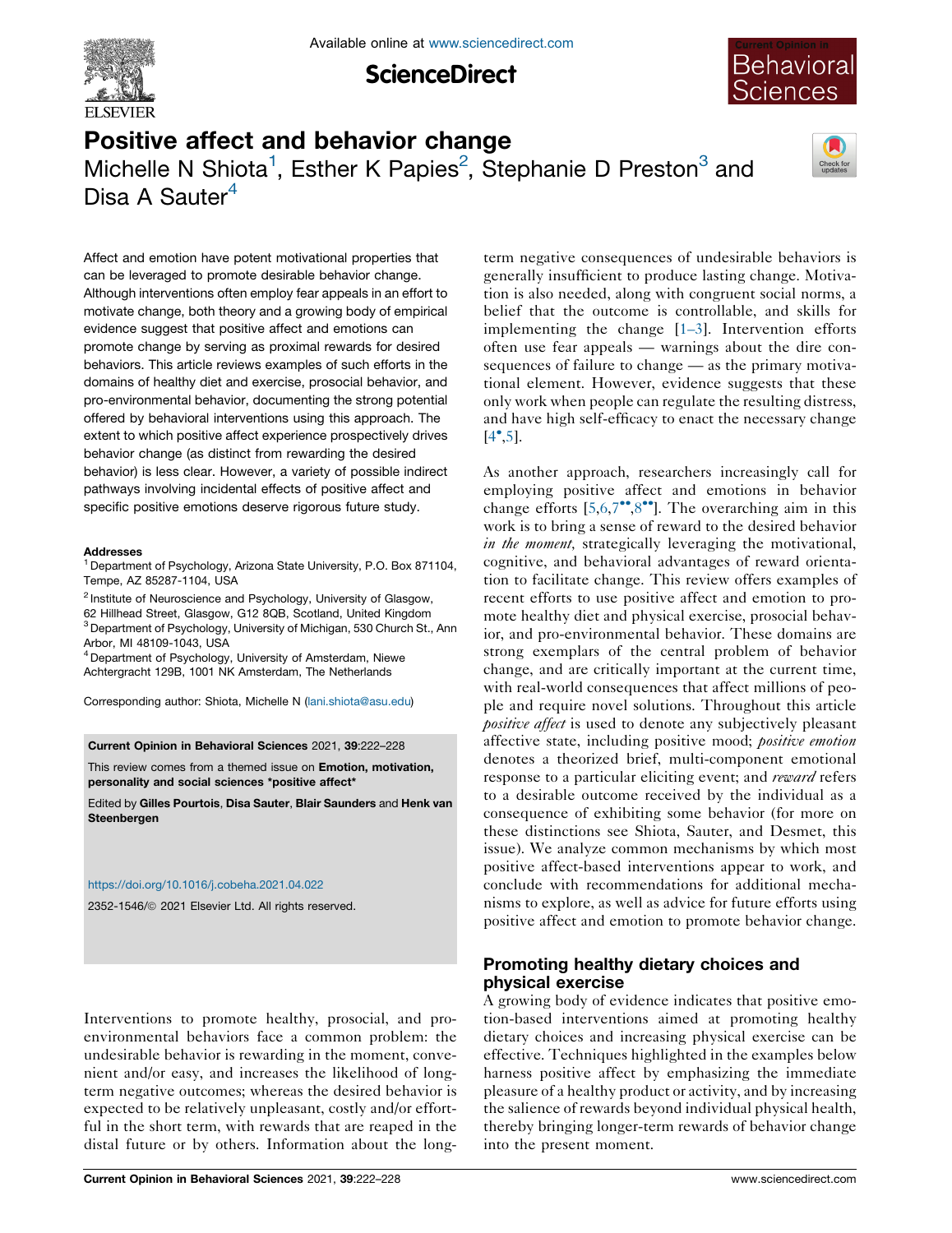# Positive affect and behavior change

Michelle N Shiota[1], Esther K Papies[2], Stephanie D Preston[3] and Disa A Sauter[4]

Affect and emotion have potent motivational properties that can be leveraged to promote desirable behavior change. Although interventions often employ fear appeals in an effort to motivate change, both theory and a growing body of empirical evidence suggest that positive affect and emotions can promote change by serving as proximal rewards for desired behaviors. This article reviews examples of such efforts in the domains of healthy diet and exercise, prosocial behavior, and pro-environmental behavior, documenting the strong potential offered by behavioral interventions using this approach. The extent to which positive affect experience prospectively drives behavior change (as distinct from rewarding the desired behavior) is less clear. However, a variety of possible indirect pathways involving incidental effects of positive affect and specific positive emotions deserve rigorous future study.

**Addresses**

[1] Department of Psychology, Arizona State University, P.O. Box 871104, Tempe, AZ 85287-1104, USA

[2] Institute of Neuroscience and Psychology, University of Glasgow, 62 Hillhead Street, Glasgow, G12 8QB, Scotland, United Kingdom

[3] Department of Psychology, University of Michigan, 530 Church St., Ann Arbor, MI 48109-1043, USA

[4] Department of Psychology, University of Amsterdam, Niewe Achtergracht 129B, 1001 NK Amsterdam, The Netherlands

Corresponding author: Shiota, Michelle N (lani.shiota@asu.edu)

**Current Opinion in Behavioral Sciences** 2021, **39**:222–228

This review comes from a themed issue on **Emotion, motivation, personality and social sciences *positive affect***

Edited by **Gilles Pourtois**, **Disa Sauter**, **Blair Saunders** and **Henk van Steenbergen**

https://doi.org/10.1016/j.cobeha.2021.04.022

2352-1546/© 2021 Elsevier Ltd. All rights reserved.

Interventions to promote healthy, prosocial, and pro-environmental behaviors face a common problem: the undesirable behavior is rewarding in the moment, convenient and/or easy, and increases the likelihood of long-term negative outcomes; whereas the desired behavior is expected to be relatively unpleasant, costly and/or effortful in the short term, with rewards that are reaped in the distal future or by others. Information about the long-term negative consequences of undesirable behaviors is generally insufficient to produce lasting change. Motivation is also needed, along with congruent social norms, a belief that the outcome is controllable, and skills for implementing the change [1–3]. Intervention efforts often use fear appeals — warnings about the dire consequences of failure to change — as the primary motivational element. However, evidence suggests that these only work when people can regulate the resulting distress, and have high self-efficacy to enact the necessary change [4•,5].

As another approach, researchers increasingly call for employing positive affect and emotions in behavior change efforts [5,6,7••,8••]. The overarching aim in this work is to bring a sense of reward to the desired behavior *in the moment*, strategically leveraging the motivational, cognitive, and behavioral advantages of reward orientation to facilitate change. This review offers examples of recent efforts to use positive affect and emotion to promote healthy diet and physical exercise, prosocial behavior, and pro-environmental behavior. These domains are strong exemplars of the central problem of behavior change, and are critically important at the current time, with real-world consequences that affect millions of people and require novel solutions. Throughout this article *positive affect* is used to denote any subjectively pleasant affective state, including positive mood; *positive emotion* denotes a theorized brief, multi-component emotional response to a particular eliciting event; and *reward* refers to a desirable outcome received by the individual as a consequence of exhibiting some behavior (for more on these distinctions see Shiota, Sauter, and Desmet, this issue). We analyze common mechanisms by which most positive affect-based interventions appear to work, and conclude with recommendations for additional mechanisms to explore, as well as advice for future efforts using positive affect and emotion to promote behavior change.

## Promoting healthy dietary choices and physical exercise

A growing body of evidence indicates that positive emotion-based interventions aimed at promoting healthy dietary choices and increasing physical exercise can be effective. Techniques highlighted in the examples below harness positive affect by emphasizing the immediate pleasure of a healthy product or activity, and by increasing the salience of rewards beyond individual physical health, thereby bringing longer-term rewards of behavior change into the present moment.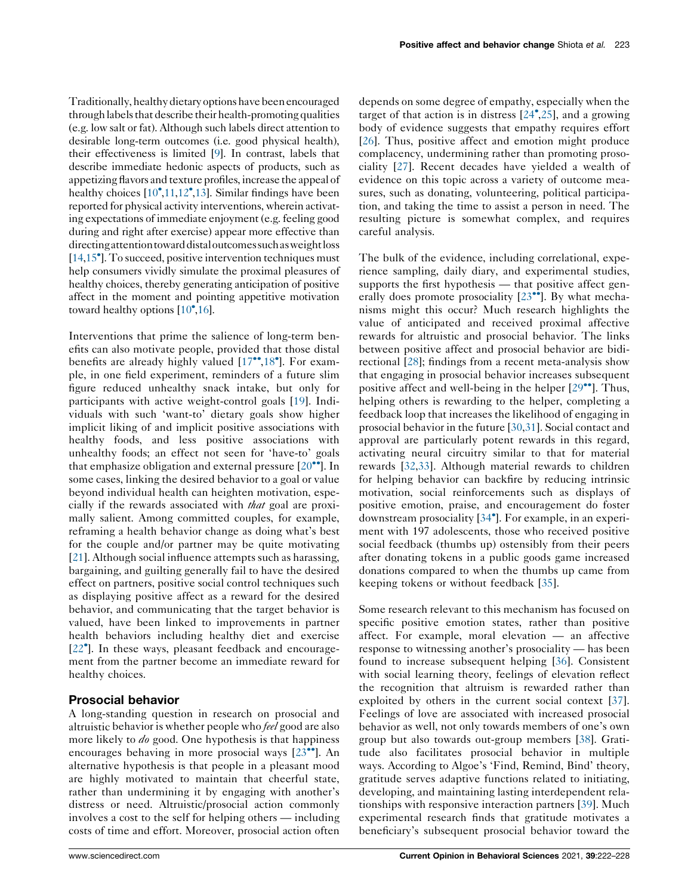Traditionally, healthy dietary options have been encouraged through labels that describe their health-promoting qualities (e.g. low salt or fat). Although such labels direct attention to desirable long-term outcomes (i.e. good physical health), their effectiveness is limited [9]. In contrast, labels that describe immediate hedonic aspects of products, such as appetizing flavors and texture profiles, increase the appeal of healthy choices [10•,11,12•,13]. Similar findings have been reported for physical activity interventions, wherein activating expectations of immediate enjoyment (e.g. feeling good during and right after exercise) appear more effective than directing attention toward distal outcomes such as weight loss [14,15•]. To succeed, positive intervention techniques must help consumers vividly simulate the proximal pleasures of healthy choices, thereby generating anticipation of positive affect in the moment and pointing appetitive motivation toward healthy options [10•,16].

Interventions that prime the salience of long-term benefits can also motivate people, provided that those distal benefits are already highly valued [17••,18•]. For example, in one field experiment, reminders of a future slim figure reduced unhealthy snack intake, but only for participants with active weight-control goals [19]. Individuals with such 'want-to' dietary goals show higher implicit liking of and implicit positive associations with healthy foods, and less positive associations with unhealthy foods; an effect not seen for 'have-to' goals that emphasize obligation and external pressure [20••]. In some cases, linking the desired behavior to a goal or value beyond individual health can heighten motivation, especially if the rewards associated with *that* goal are proximally salient. Among committed couples, for example, reframing a health behavior change as doing what's best for the couple and/or partner may be quite motivating [21]. Although social influence attempts such as harassing, bargaining, and guilting generally fail to have the desired effect on partners, positive social control techniques such as displaying positive affect as a reward for the desired behavior, and communicating that the target behavior is valued, have been linked to improvements in partner health behaviors including healthy diet and exercise [22•]. In these ways, pleasant feedback and encouragement from the partner become an immediate reward for healthy choices.

## Prosocial behavior

A long-standing question in research on prosocial and altruistic behavior is whether people who *feel* good are also more likely to *do* good. One hypothesis is that happiness encourages behaving in more prosocial ways [23••]. An alternative hypothesis is that people in a pleasant mood are highly motivated to maintain that cheerful state, rather than undermining it by engaging with another's distress or need. Altruistic/prosocial action commonly involves a cost to the self for helping others — including costs of time and effort. Moreover, prosocial action often depends on some degree of empathy, especially when the target of that action is in distress [24•,25], and a growing body of evidence suggests that empathy requires effort [26]. Thus, positive affect and emotion might produce complacency, undermining rather than promoting prosociality [27]. Recent decades have yielded a wealth of evidence on this topic across a variety of outcome measures, such as donating, volunteering, political participation, and taking the time to assist a person in need. The resulting picture is somewhat complex, and requires careful analysis.

The bulk of the evidence, including correlational, experience sampling, daily diary, and experimental studies, supports the first hypothesis — that positive affect generally does promote prosociality [23••]. By what mechanisms might this occur? Much research highlights the value of anticipated and received proximal affective rewards for altruistic and prosocial behavior. The links between positive affect and prosocial behavior are bidirectional [28]; findings from a recent meta-analysis show that engaging in prosocial behavior increases subsequent positive affect and well-being in the helper [29••]. Thus, helping others is rewarding to the helper, completing a feedback loop that increases the likelihood of engaging in prosocial behavior in the future [30,31]. Social contact and approval are particularly potent rewards in this regard, activating neural circuitry similar to that for material rewards [32,33]. Although material rewards to children for helping behavior can backfire by reducing intrinsic motivation, social reinforcements such as displays of positive emotion, praise, and encouragement do foster downstream prosociality [34•]. For example, in an experiment with 197 adolescents, those who received positive social feedback (thumbs up) ostensibly from their peers after donating tokens in a public goods game increased donations compared to when the thumbs up came from keeping tokens or without feedback [35].

Some research relevant to this mechanism has focused on specific positive emotion states, rather than positive affect. For example, moral elevation — an affective response to witnessing another's prosociality — has been found to increase subsequent helping [36]. Consistent with social learning theory, feelings of elevation reflect the recognition that altruism is rewarded rather than exploited by others in the current social context [37]. Feelings of love are associated with increased prosocial behavior as well, not only towards members of one's own group but also towards out-group members [38]. Gratitude also facilitates prosocial behavior in multiple ways. According to Algoe's 'Find, Remind, Bind' theory, gratitude serves adaptive functions related to initiating, developing, and maintaining lasting interdependent relationships with responsive interaction partners [39]. Much experimental research finds that gratitude motivates a beneficiary's subsequent prosocial behavior toward the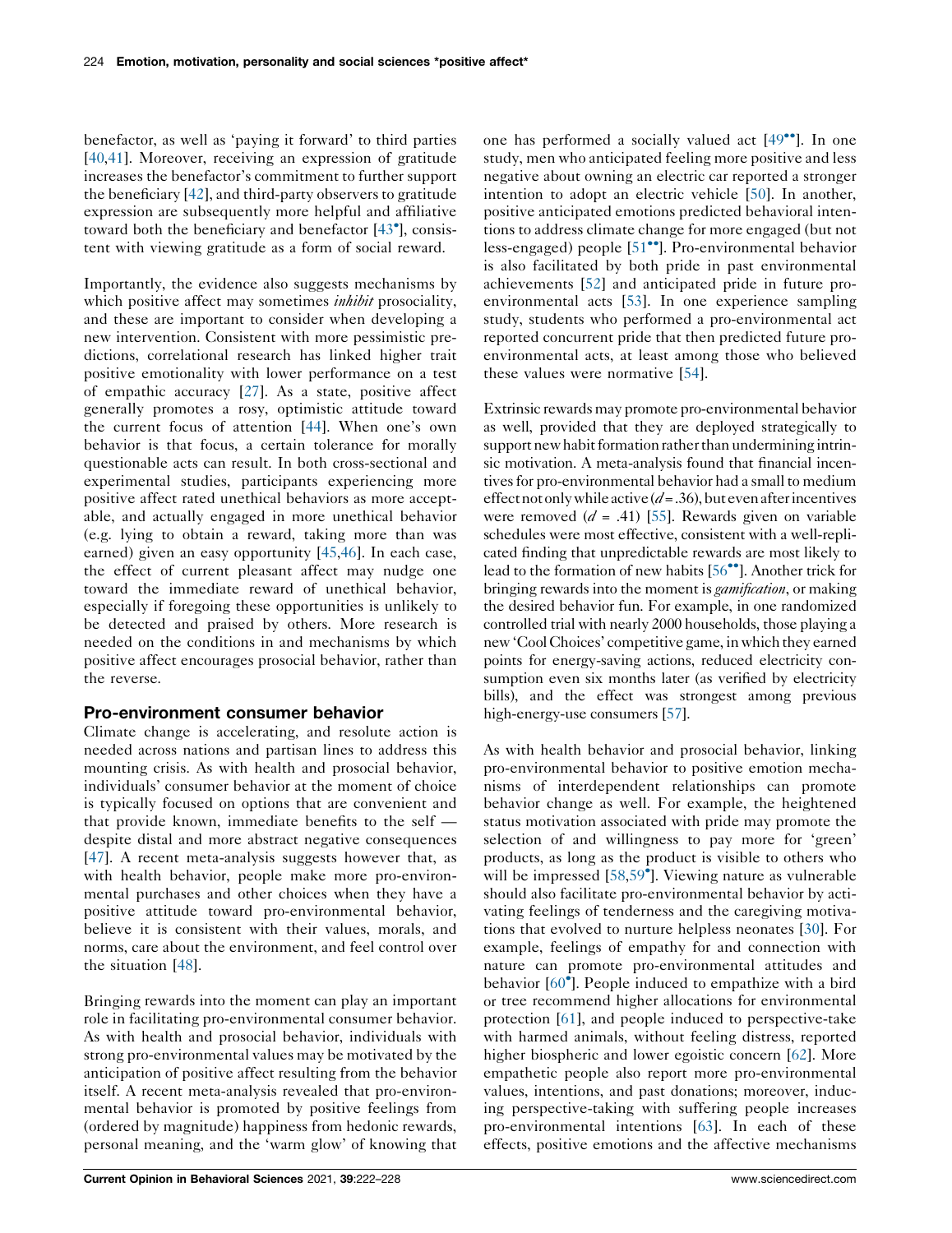benefactor, as well as 'paying it forward' to third parties [40,41]. Moreover, receiving an expression of gratitude increases the benefactor's commitment to further support the beneficiary [42], and third-party observers to gratitude expression are subsequently more helpful and affiliative toward both the beneficiary and benefactor [43•], consistent with viewing gratitude as a form of social reward.

Importantly, the evidence also suggests mechanisms by which positive affect may sometimes *inhibit* prosociality, and these are important to consider when developing a new intervention. Consistent with more pessimistic predictions, correlational research has linked higher trait positive emotionality with lower performance on a test of empathic accuracy [27]. As a state, positive affect generally promotes a rosy, optimistic attitude toward the current focus of attention [44]. When one's own behavior is that focus, a certain tolerance for morally questionable acts can result. In both cross-sectional and experimental studies, participants experiencing more positive affect rated unethical behaviors as more acceptable, and actually engaged in more unethical behavior (e.g. lying to obtain a reward, taking more than was earned) given an easy opportunity [45,46]. In each case, the effect of current pleasant affect may nudge one toward the immediate reward of unethical behavior, especially if foregoing these opportunities is unlikely to be detected and praised by others. More research is needed on the conditions in and mechanisms by which positive affect encourages prosocial behavior, rather than the reverse.

## Pro-environment consumer behavior

Climate change is accelerating, and resolute action is needed across nations and partisan lines to address this mounting crisis. As with health and prosocial behavior, individuals' consumer behavior at the moment of choice is typically focused on options that are convenient and that provide known, immediate benefits to the self — despite distal and more abstract negative consequences [47]. A recent meta-analysis suggests however that, as with health behavior, people make more pro-environmental purchases and other choices when they have a positive attitude toward pro-environmental behavior, believe it is consistent with their values, morals, and norms, care about the environment, and feel control over the situation [48].

Bringing rewards into the moment can play an important role in facilitating pro-environmental consumer behavior. As with health and prosocial behavior, individuals with strong pro-environmental values may be motivated by the anticipation of positive affect resulting from the behavior itself. A recent meta-analysis revealed that pro-environmental behavior is promoted by positive feelings from (ordered by magnitude) happiness from hedonic rewards, personal meaning, and the 'warm glow' of knowing that one has performed a socially valued act [49••]. In one study, men who anticipated feeling more positive and less negative about owning an electric car reported a stronger intention to adopt an electric vehicle [50]. In another, positive anticipated emotions predicted behavioral intentions to address climate change for more engaged (but not less-engaged) people [51••]. Pro-environmental behavior is also facilitated by both pride in past environmental achievements [52] and anticipated pride in future pro-environmental acts [53]. In one experience sampling study, students who performed a pro-environmental act reported concurrent pride that then predicted future pro-environmental acts, at least among those who believed these values were normative [54].

Extrinsic rewards may promote pro-environmental behavior as well, provided that they are deployed strategically to support new habit formation rather than undermining intrinsic motivation. A meta-analysis found that financial incentives for pro-environmental behavior had a small to medium effect not only while active ($d = .36$), but even after incentives were removed ($d = .41$) [55]. Rewards given on variable schedules were most effective, consistent with a well-replicated finding that unpredictable rewards are most likely to lead to the formation of new habits [56••]. Another trick for bringing rewards into the moment is *gamification*, or making the desired behavior fun. For example, in one randomized controlled trial with nearly 2000 households, those playing a new 'Cool Choices' competitive game, in which they earned points for energy-saving actions, reduced electricity consumption even six months later (as verified by electricity bills), and the effect was strongest among previous high-energy-use consumers [57].

As with health behavior and prosocial behavior, linking pro-environmental behavior to positive emotion mechanisms of interdependent relationships can promote behavior change as well. For example, the heightened status motivation associated with pride may promote the selection of and willingness to pay more for 'green' products, as long as the product is visible to others who will be impressed [58,59•]. Viewing nature as vulnerable should also facilitate pro-environmental behavior by activating feelings of tenderness and the caregiving motivations that evolved to nurture helpless neonates [30]. For example, feelings of empathy for and connection with nature can promote pro-environmental attitudes and behavior [60•]. People induced to empathize with a bird or tree recommend higher allocations for environmental protection [61], and people induced to perspective-take with harmed animals, without feeling distress, reported higher biospheric and lower egoistic concern [62]. More empathetic people also report more pro-environmental values, intentions, and past donations; moreover, inducing perspective-taking with suffering people increases pro-environmental intentions [63]. In each of these effects, positive emotions and the affective mechanisms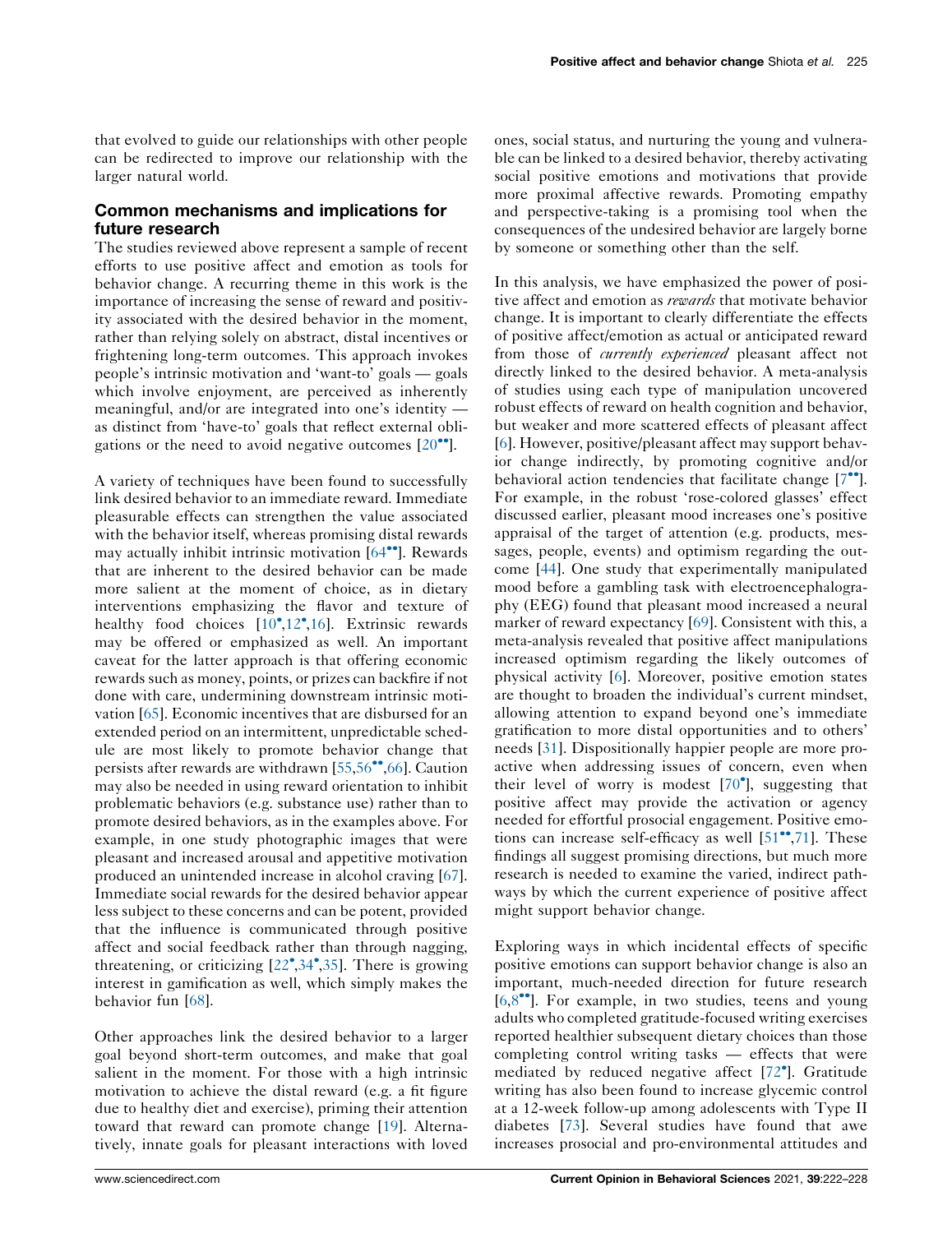that evolved to guide our relationships with other people can be redirected to improve our relationship with the larger natural world.

## Common mechanisms and implications for future research

The studies reviewed above represent a sample of recent efforts to use positive affect and emotion as tools for behavior change. A recurring theme in this work is the importance of increasing the sense of reward and positivity associated with the desired behavior in the moment, rather than relying solely on abstract, distal incentives or frightening long-term outcomes. This approach invokes people's intrinsic motivation and 'want-to' goals — goals which involve enjoyment, are perceived as inherently meaningful, and/or are integrated into one's identity — as distinct from 'have-to' goals that reflect external obligations or the need to avoid negative outcomes [20••].

A variety of techniques have been found to successfully link desired behavior to an immediate reward. Immediate pleasurable effects can strengthen the value associated with the behavior itself, whereas promising distal rewards may actually inhibit intrinsic motivation [64••]. Rewards that are inherent to the desired behavior can be made more salient at the moment of choice, as in dietary interventions emphasizing the flavor and texture of healthy food choices [10•,12•,16]. Extrinsic rewards may be offered or emphasized as well. An important caveat for the latter approach is that offering economic rewards such as money, points, or prizes can backfire if not done with care, undermining downstream intrinsic motivation [65]. Economic incentives that are disbursed for an extended period on an intermittent, unpredictable schedule are most likely to promote behavior change that persists after rewards are withdrawn [55,56••,66]. Caution may also be needed in using reward orientation to inhibit problematic behaviors (e.g. substance use) rather than to promote desired behaviors, as in the examples above. For example, in one study photographic images that were pleasant and increased arousal and appetitive motivation produced an unintended increase in alcohol craving [67]. Immediate social rewards for the desired behavior appear less subject to these concerns and can be potent, provided that the influence is communicated through positive affect and social feedback rather than through nagging, threatening, or criticizing [22•,34•,35]. There is growing interest in gamification as well, which simply makes the behavior fun [68].

Other approaches link the desired behavior to a larger goal beyond short-term outcomes, and make that goal salient in the moment. For those with a high intrinsic motivation to achieve the distal reward (e.g. a fit figure due to healthy diet and exercise), priming their attention toward that reward can promote change [19]. Alternatively, innate goals for pleasant interactions with loved ones, social status, and nurturing the young and vulnerable can be linked to a desired behavior, thereby activating social positive emotions and motivations that provide more proximal affective rewards. Promoting empathy and perspective-taking is a promising tool when the consequences of the undesired behavior are largely borne by someone or something other than the self.

In this analysis, we have emphasized the power of positive affect and emotion as *rewards* that motivate behavior change. It is important to clearly differentiate the effects of positive affect/emotion as actual or anticipated reward from those of *currently experienced* pleasant affect not directly linked to the desired behavior. A meta-analysis of studies using each type of manipulation uncovered robust effects of reward on health cognition and behavior, but weaker and more scattered effects of pleasant affect [6]. However, positive/pleasant affect may support behavior change indirectly, by promoting cognitive and/or behavioral action tendencies that facilitate change [7••]. For example, in the robust 'rose-colored glasses' effect discussed earlier, pleasant mood increases one's positive appraisal of the target of attention (e.g. products, messages, people, events) and optimism regarding the outcome [44]. One study that experimentally manipulated mood before a gambling task with electroencephalography (EEG) found that pleasant mood increased a neural marker of reward expectancy [69]. Consistent with this, a meta-analysis revealed that positive affect manipulations increased optimism regarding the likely outcomes of physical activity [6]. Moreover, positive emotion states are thought to broaden the individual's current mindset, allowing attention to expand beyond one's immediate gratification to more distal opportunities and to others' needs [31]. Dispositionally happier people are more proactive when addressing issues of concern, even when their level of worry is modest [70•], suggesting that positive affect may provide the activation or agency needed for effortful prosocial engagement. Positive emotions can increase self-efficacy as well [51••,71]. These findings all suggest promising directions, but much more research is needed to examine the varied, indirect pathways by which the current experience of positive affect might support behavior change.

Exploring ways in which incidental effects of specific positive emotions can support behavior change is also an important, much-needed direction for future research [6,8••]. For example, in two studies, teens and young adults who completed gratitude-focused writing exercises reported healthier subsequent dietary choices than those completing control writing tasks — effects that were mediated by reduced negative affect [72•]. Gratitude writing has also been found to increase glycemic control at a 12-week follow-up among adolescents with Type II diabetes [73]. Several studies have found that awe increases prosocial and pro-environmental attitudes and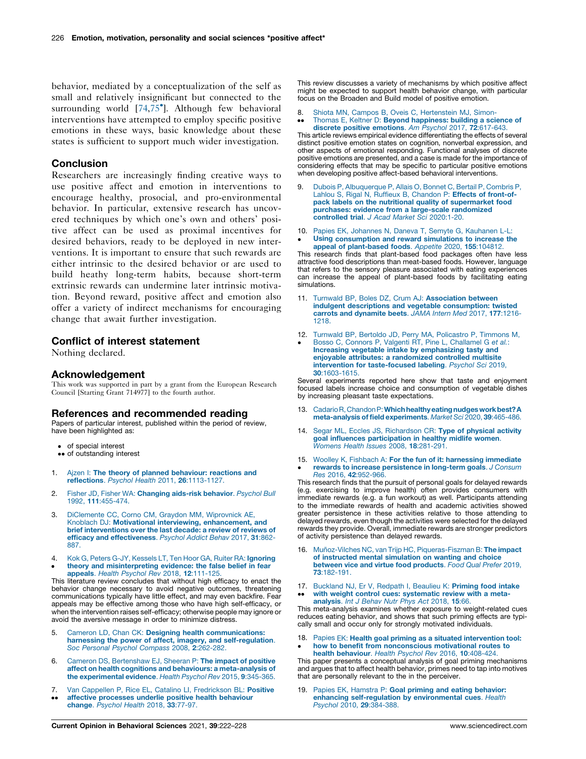behavior, mediated by a conceptualization of the self as small and relatively insignificant but connected to the surrounding world [74,75•]. Although few behavioral interventions have attempted to employ specific positive emotions in these ways, basic knowledge about these states is sufficient to support much wider investigation.

## Conclusion

Researchers are increasingly finding creative ways to use positive affect and emotion in interventions to encourage healthy, prosocial, and pro-environmental behavior. In particular, extensive research has uncovered techniques by which one's own and others' positive affect can be used as proximal incentives for desired behaviors, ready to be deployed in new interventions. It is important to ensure that such rewards are either intrinsic to the desired behavior or are used to build heathy long-term habits, because short-term extrinsic rewards can undermine later intrinsic motivation. Beyond reward, positive affect and emotion also offer a variety of indirect mechanisms for encouraging change that await further investigation.

## Conflict of interest statement

Nothing declared.

## Acknowledgement

This work was supported in part by a grant from the European Research Council [Starting Grant 714977] to the fourth author.

## References and recommended reading

Papers of particular interest, published within the period of review, have been highlighted as:

- • of special interest
- •• of outstanding interest

1. Ajzen I: **The theory of planned behaviour: reactions and reflections**. *Psychol Health* 2011, **26**:1113-1127.

2. Fisher JD, Fisher WA: **Changing aids-risk behavior**. *Psychol Bull* 1992, **111**:455-474.

3. DiClemente CC, Corno CM, Graydon MM, Wiprovnick AE, Knoblach DJ: **Motivational interviewing, enhancement, and brief interventions over the last decade: a review of reviews of efficacy and effectiveness**. *Psychol Addict Behav* 2017, **31**:862-887.

4. • Kok G, Peters G-JY, Kessels LT, Ten Hoor GA, Ruiter RA: **Ignoring theory and misinterpreting evidence: the false belief in fear appeals**. *Health Psychol Rev* 2018, **12**:111-125.
This literature review concludes that without high efficacy to enact the behavior change necessary to avoid negative outcomes, threatening communications typically have little effect, and may even backfire. Fear appeals may be effective among those who have high self-efficacy, or when the intervention raises self-efficacy; otherwise people may ignore or avoid the aversive message in order to minimize distress.

5. Cameron LD, Chan CK: **Designing health communications: harnessing the power of affect, imagery, and self-regulation**. *Soc Personal Psychol Compass* 2008, **2**:262-282.

6. Cameron DS, Bertenshaw EJ, Sheeran P: **The impact of positive affect on health cognitions and behaviours: a meta-analysis of the experimental evidence**. *Health Psychol Rev* 2015, **9**:345-365.

7. •• Van Cappellen P, Rice EL, Catalino LI, Fredrickson BL: **Positive affective processes underlie positive health behaviour change**. *Psychol Health* 2018, **33**:77-97.
This review discusses a variety of mechanisms by which positive affect might be expected to support health behavior change, with particular focus on the Broaden and Build model of positive emotion.

8. •• Shiota MN, Campos B, Oveis C, Hertenstein MJ, Simon-Thomas E, Keltner D: **Beyond happiness: building a science of discrete positive emotions**. *Am Psychol* 2017, **72**:617-643.
This article reviews empirical evidence differentiating the effects of several distinct positive emotion states on cognition, nonverbal expression, and other aspects of emotional responding. Functional analyses of discrete positive emotions are presented, and a case is made for the importance of considering effects that may be specific to particular positive emotions when developing positive affect-based behavioral interventions.

9. Dubois P, Albuquerque P, Allais O, Bonnet C, Bertail P, Combris P, Lahlou S, Rigal N, Ruffieux B, Chandon P: **Effects of front-of-pack labels on the nutritional quality of supermarket food purchases: evidence from a large-scale randomized controlled trial**. *J Acad Market Sci* 2020:1-20.

10. • Papies EK, Johannes N, Daneva T, Semyte G, Kauhanen L-L: **Using consumption and reward simulations to increase the appeal of plant-based foods**. *Appetite* 2020, **155**:104812.
This research finds that plant-based food packages often have less attractive food descriptions than meat-based foods. However, language that refers to the sensory pleasure associated with eating experiences can increase the appeal of plant-based foods by facilitating eating simulations.

11. Turnwald BP, Boles DZ, Crum AJ: **Association between indulgent descriptions and vegetable consumption: twisted carrots and dynamite beets**. *JAMA Intern Med* 2017, **177**:1216-1218.

12. • Turnwald BP, Bertoldo JD, Perry MA, Policastro P, Timmons M, Bosso C, Connors P, Valgenti RT, Pine L, Challamel G *et al.*: **Increasing vegetable intake by emphasizing tasty and enjoyable attributes: a randomized controlled multisite intervention for taste-focused labeling**. *Psychol Sci* 2019, **30**:1603-1615.
Several experiments reported here show that taste and enjoyment focused labels increase choice and consumption of vegetable dishes by increasing pleasant taste expectations.

13. Cadario R, Chandon P: **Which healthy eating nudges work best? A meta-analysis of field experiments**. *Market Sci* 2020, **39**:465-486.

14. Segar ML, Eccles JS, Richardson CR: **Type of physical activity goal influences participation in healthy midlife women**. *Womens Health Issues* 2008, **18**:281-291.

15. • Woolley K, Fishbach A: **For the fun of it: harnessing immediate rewards to increase persistence in long-term goals**. *J Consum Res* 2016, **42**:952-966.
This research finds that the pursuit of personal goals for delayed rewards (e.g. exercising to improve health) often provides consumers with immediate rewards (e.g. a fun workout) as well. Participants attending to the immediate rewards of health and academic activities showed greater persistence in these activities relative to those attending to delayed rewards, even though the activities were selected for the delayed rewards they provide. Overall, immediate rewards are stronger predictors of activity persistence than delayed rewards.

16. Muñoz-Vilches NC, van Trijp HC, Piqueras-Fiszman B: **The impact of instructed mental simulation on wanting and choice between vice and virtue food products**. *Food Qual Prefer* 2019, **73**:182-191.

17. •• Buckland NJ, Er V, Redpath I, Beaulieu K: **Priming food intake with weight control cues: systematic review with a meta-analysis**. *Int J Behav Nutr Phys Act* 2018, **15**:66.
This meta-analysis examines whether exposure to weight-related cues reduces eating behavior, and shows that such priming effects are typically small and occur only for strongly motivated individuals.

18. • Papies EK: **Health goal priming as a situated intervention tool: how to benefit from nonconscious motivational routes to health behaviour**. *Health Psychol Rev* 2016, **10**:408-424.
This paper presents a conceptual analysis of goal priming mechanisms and argues that to affect health behavior, primes need to tap into motives that are personally relevant to the in the perceiver.

19. Papies EK, Hamstra P: **Goal priming and eating behavior: enhancing self-regulation by environmental cues**. *Health Psychol* 2010, **29**:384-388.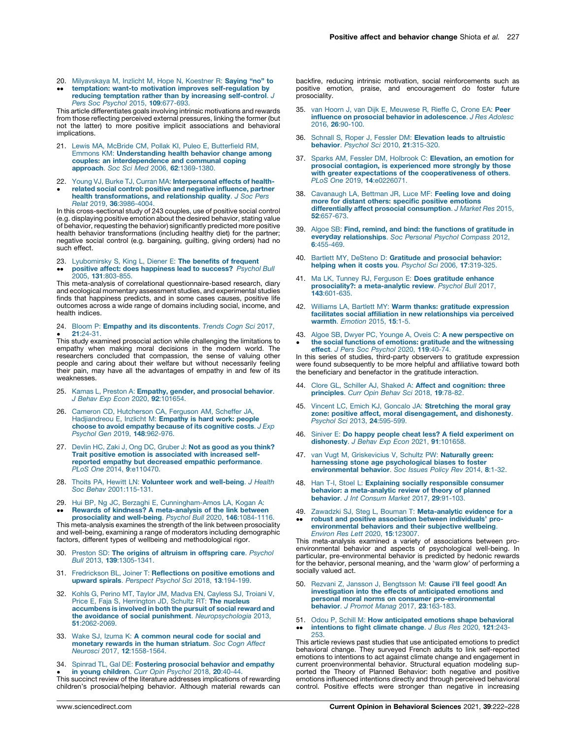20. •• Milyavskaya M, Inzlicht M, Hope N, Koestner R: **Saying "no" to temptation: want-to motivation improves self-regulation by reducing temptation rather than by increasing self-control**. *J Pers Soc Psychol* 2015, **109**:677-693.
This article differentiates goals involving intrinsic motivations and rewards from those reflecting perceived external pressures, linking the former (but not the latter) to more positive implicit associations and behavioral implications.

21. Lewis MA, McBride CM, Pollak KI, Puleo E, Butterfield RM, Emmons KM: **Understanding health behavior change among couples: an interdependence and communal coping approach**. *Soc Sci Med* 2006, **62**:1369-1380.

22. • Young VJ, Burke TJ, Curran MA: **Interpersonal effects of health-related social control: positive and negative influence, partner health transformations, and relationship quality**. *J Soc Pers Relat* 2019, **36**:3986-4004.
In this cross-sectional study of 243 couples, use of positive social control (e.g. displaying positive emotion about the desired behavior, stating value of behavior, requesting the behavior) significantly predicted more positive health behavior transformations (including healthy diet) for the partner; negative social control (e.g. bargaining, guilting, giving orders) had no such effect.

23. •• Lyubomirsky S, King L, Diener E: **The benefits of frequent positive affect: does happiness lead to success?** *Psychol Bull* 2005, **131**:803-855.
This meta-analysis of correlational questionnaire-based research, diary and ecological momentary assessment studies, and experimental studies finds that happiness predicts, and in some cases causes, positive life outcomes across a wide range of domains including social, income, and health indices.

24. • Bloom P: **Empathy and its discontents**. *Trends Cogn Sci* 2017, **21**:24-31.
This study examined prosocial action while challenging the limitations to empathy when making moral decisions in the modern world. The researchers concluded that compassion, the sense of valuing other people and caring about their welfare but without necessarily feeling their pain, may have all the advantages of empathy in and few of its weaknesses.

25. Kamas L, Preston A: **Empathy, gender, and prosocial behavior**. *J Behav Exp Econ* 2020, **92**:101654.

26. Cameron CD, Hutcherson CA, Ferguson AM, Scheffer JA, Hadjiandreou E, Inzlicht M: **Empathy is hard work: people choose to avoid empathy because of its cognitive costs**. *J Exp Psychol Gen* 2019, **148**:962-976.

27. Devlin HC, Zaki J, Ong DC, Gruber J: **Not as good as you think? Trait positive emotion is associated with increased self-reported empathy but decreased empathic performance**. *PLoS One* 2014, **9**:e110470.

28. Thoits PA, Hewitt LN: **Volunteer work and well-being**. *J Health Soc Behav* 2001:115-131.

29. •• Hui BP, Ng JC, Berzaghi E, Cunningham-Amos LA, Kogan A: **Rewards of kindness? A meta-analysis of the link between prosociality and well-being**. *Psychol Bull* 2020, **146**:1084-1116.
This meta-analysis examines the strength of the link between prosociality and well-being, examining a range of moderators including demographic factors, different types of wellbeing and methodological rigor.

30. Preston SD: **The origins of altruism in offspring care**. *Psychol Bull* 2013, **139**:1305-1341.

31. Fredrickson BL, Joiner T: **Reflections on positive emotions and upward spirals**. *Perspect Psychol Sci* 2018, **13**:194-199.

32. Kohls G, Perino MT, Taylor JM, Madva EN, Cayless SJ, Troiani V, Price E, Faja S, Herrington JD, Schultz RT: **The nucleus accumbens is involved in both the pursuit of social reward and the avoidance of social punishment**. *Neuropsychologia* 2013, **51**:2062-2069.

33. Wake SJ, Izuma K: **A common neural code for social and monetary rewards in the human striatum**. *Soc Cogn Affect Neurosci* 2017, **12**:1558-1564.

34. • Spinrad TL, Gal DE: **Fostering prosocial behavior and empathy in young children**. *Curr Opin Psychol* 2018, **20**:40-44.
This succinct review of the literature addresses implications of rewarding children's prosocial/helping behavior. Although material rewards can backfire, reducing intrinsic motivation, social reinforcements such as positive emotion, praise, and encouragement do foster future prosociality.

35. van Hoorn J, van Dijk E, Meuwese R, Rieffe C, Crone EA: **Peer influence on prosocial behavior in adolescence**. *J Res Adolesc* 2016, **26**:90-100.

36. Schnall S, Roper J, Fessler DM: **Elevation leads to altruistic behavior**. *Psychol Sci* 2010, **21**:315-320.

37. Sparks AM, Fessler DM, Holbrook C: **Elevation, an emotion for prosocial contagion, is experienced more strongly by those with greater expectations of the cooperativeness of others**. *PLoS One* 2019, **14**:e0226071.

38. Cavanaugh LA, Bettman JR, Luce MF: **Feeling love and doing more for distant others: specific positive emotions differentially affect prosocial consumption**. *J Market Res* 2015, **52**:657-673.

39. Algoe SB: **Find, remind, and bind: the functions of gratitude in everyday relationships**. *Soc Personal Psychol Compass* 2012, **6**:455-469.

40. Bartlett MY, DeSteno D: **Gratitude and prosocial behavior: helping when it costs you**. *Psychol Sci* 2006, **17**:319-325.

41. Ma LK, Tunney RJ, Ferguson E: **Does gratitude enhance prosociality?: a meta-analytic review**. *Psychol Bull* 2017, **143**:601-635.

42. Williams LA, Bartlett MY: **Warm thanks: gratitude expression facilitates social affiliation in new relationships via perceived warmth**. *Emotion* 2015, **15**:1-5.

43. • Algoe SB, Dwyer PC, Younge A, Oveis C: **A new perspective on the social functions of emotions: gratitude and the witnessing effect**. *J Pers Soc Psychol* 2020, **119**:40-74.
In this series of studies, third-party observers to gratitude expression were found subsequently to be more helpful and affiliative toward both the beneficiary and benefactor in the gratitude interaction.

44. Clore GL, Schiller AJ, Shaked A: **Affect and cognition: three principles**. *Curr Opin Behav Sci* 2018, **19**:78-82.

45. Vincent LC, Emich KJ, Goncalo JA: **Stretching the moral gray zone: positive affect, moral disengagement, and dishonesty**. *Psychol Sci* 2013, **24**:595-599.

46. Siniver E: **Do happy people cheat less? A field experiment on dishonesty**. *J Behav Exp Econ* 2021, **91**:101658.

47. van Vugt M, Griskevicius V, Schultz PW: **Naturally green: harnessing stone age psychological biases to foster environmental behavior**. *Soc Issues Policy Rev* 2014, **8**:1-32.

48. Han T-I, Stoel L: **Explaining socially responsible consumer behavior: a meta-analytic review of theory of planned behavior**. *J Int Consum Market* 2017, **29**:91-103.

49. •• Zawadzki SJ, Steg L, Bouman T: **Meta-analytic evidence for a robust and positive association between individuals' pro-environmental behaviors and their subjective wellbeing**. *Environ Res Lett* 2020, **15**:123007.
This meta-analysis examined a variety of associations between pro-environmental behavior and aspects of psychological well-being. In particular, pre-environmental behavior is predicted by hedonic rewards for the behavior, personal meaning, and the 'warm glow' of performing a socially valued act.

50. Rezvani Z, Jansson J, Bengtsson M: **Cause i'll feel good! An investigation into the effects of anticipated emotions and personal moral norms on consumer pro-environmental behavior**. *J Promot Manag* 2017, **23**:163-183.

51. •• Odou P, Schill M: **How anticipated emotions shape behavioral intentions to fight climate change**. *J Bus Res* 2020, **121**:243-253.
This article reviews past studies that use anticipated emotions to predict behavioral change. They surveyed French adults to link self-reported emotions to intentions to act against climate change and engagement in current proenvironmental behavior. Structural equation modeling supported the Theory of Planned Behavior: both negative and positive emotions influenced intentions directly and through perceived behavioral control. Positive effects were stronger than negative in increasing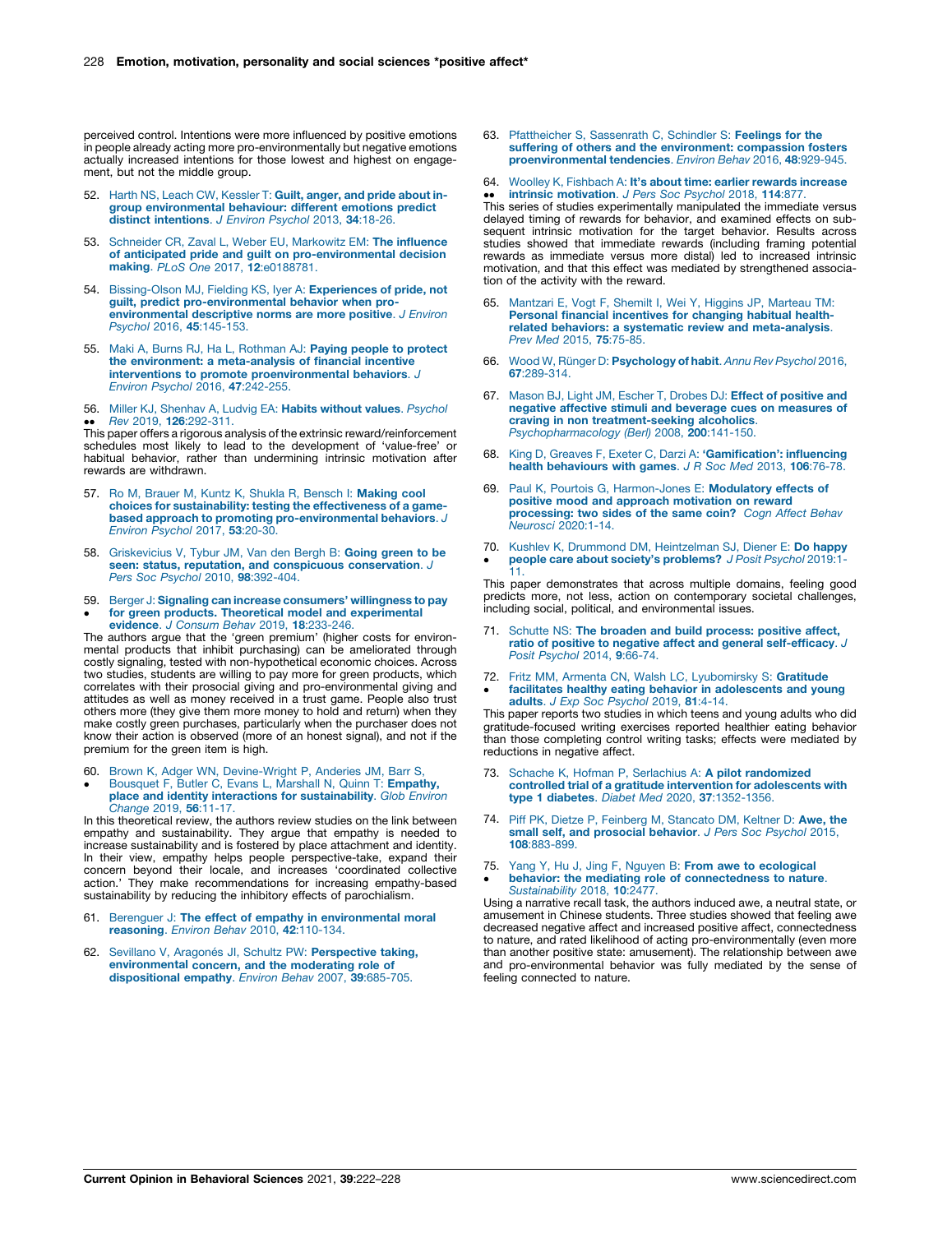perceived control. Intentions were more influenced by positive emotions in people already acting more pro-environmentally but negative emotions actually increased intentions for those lowest and highest on engagement, but not the middle group.

52. Harth NS, Leach CW, Kessler T: **Guilt, anger, and pride about in-group environmental behaviour: different emotions predict distinct intentions**. *J Environ Psychol* 2013, **34**:18-26.

53. Schneider CR, Zaval L, Weber EU, Markowitz EM: **The influence of anticipated pride and guilt on pro-environmental decision making**. *PLoS One* 2017, **12**:e0188781.

54. Bissing-Olson MJ, Fielding KS, Iyer A: **Experiences of pride, not guilt, predict pro-environmental behavior when pro-environmental descriptive norms are more positive**. *J Environ Psychol* 2016, **45**:145-153.

55. Maki A, Burns RJ, Ha L, Rothman AJ: **Paying people to protect the environment: a meta-analysis of financial incentive interventions to promote proenvironmental behaviors**. *J Environ Psychol* 2016, **47**:242-255.

56. •• Miller KJ, Shenhav A, Ludvig EA: **Habits without values**. *Psychol Rev* 2019, **126**:292-311.
This paper offers a rigorous analysis of the extrinsic reward/reinforcement schedules most likely to lead to the development of 'value-free' or habitual behavior, rather than undermining intrinsic motivation after rewards are withdrawn.

57. Ro M, Brauer M, Kuntz K, Shukla R, Bensch I: **Making cool choices for sustainability: testing the effectiveness of a game-based approach to promoting pro-environmental behaviors**. *J Environ Psychol* 2017, **53**:20-30.

58. Griskevicius V, Tybur JM, Van den Bergh B: **Going green to be seen: status, reputation, and conspicuous conservation**. *J Pers Soc Psychol* 2010, **98**:392-404.

59. • Berger J: **Signaling can increase consumers' willingness to pay for green products. Theoretical model and experimental evidence**. *J Consum Behav* 2019, **18**:233-246.
The authors argue that the 'green premium' (higher costs for environmental products that inhibit purchasing) can be ameliorated through costly signaling, tested with non-hypothetical economic choices. Across two studies, students are willing to pay more for green products, which correlates with their prosocial giving and pro-environmental giving and attitudes as well as money received in a trust game. People also trust others more (they give them more money to hold and return) when they make costly green purchases, particularly when the purchaser does not know their action is observed (more of an honest signal), and not if the premium for the green item is high.

60. • Brown K, Adger WN, Devine-Wright P, Anderies JM, Barr S, Bousquet F, Butler C, Evans L, Marshall N, Quinn T: **Empathy, place and identity interactions for sustainability**. *Glob Environ Change* 2019, **56**:11-17.
In this theoretical review, the authors review studies on the link between empathy and sustainability. They argue that empathy is needed to increase sustainability and is fostered by place attachment and identity. In their view, empathy helps people perspective-take, expand their concern beyond their locale, and increases 'coordinated collective action.' They make recommendations for increasing empathy-based sustainability by reducing the inhibitory effects of parochialism.

61. Berenguer J: **The effect of empathy in environmental moral reasoning**. *Environ Behav* 2010, **42**:110-134.

62. Sevillano V, Aragonés JI, Schultz PW: **Perspective taking, environmental concern, and the moderating role of dispositional empathy**. *Environ Behav* 2007, **39**:685-705.

63. Pfattheicher S, Sassenrath C, Schindler S: **Feelings for the suffering of others and the environment: compassion fosters proenvironmental tendencies**. *Environ Behav* 2016, **48**:929-945.

64. •• Woolley K, Fishbach A: **It's about time: earlier rewards increase intrinsic motivation**. *J Pers Soc Psychol* 2018, **114**:877.
This series of studies experimentally manipulated the immediate versus delayed timing of rewards for behavior, and examined effects on subsequent intrinsic motivation for the target behavior. Results across studies showed that immediate rewards (including framing potential rewards as immediate versus more distal) led to increased intrinsic motivation, and that this effect was mediated by strengthened association of the activity with the reward.

65. Mantzari E, Vogt F, Shemilt I, Wei Y, Higgins JP, Marteau TM: **Personal financial incentives for changing habitual health-related behaviors: a systematic review and meta-analysis**. *Prev Med* 2015, **75**:75-85.

66. Wood W, Rünger D: **Psychology of habit**. *Annu Rev Psychol* 2016, **67**:289-314.

67. Mason BJ, Light JM, Escher T, Drobes DJ: **Effect of positive and negative affective stimuli and beverage cues on measures of craving in non treatment-seeking alcoholics**. *Psychopharmacology (Berl)* 2008, **200**:141-150.

68. King D, Greaves F, Exeter C, Darzi A: **'Gamification': influencing health behaviours with games**. *J R Soc Med* 2013, **106**:76-78.

69. Paul K, Pourtois G, Harmon-Jones E: **Modulatory effects of positive mood and approach motivation on reward processing: two sides of the same coin?** *Cogn Affect Behav Neurosci* 2020:1-14.

70. • Kushlev K, Drummond DM, Heintzelman SJ, Diener E: **Do happy people care about society's problems?** *J Posit Psychol* 2019:1-11.
This paper demonstrates that across multiple domains, feeling good predicts more, not less, action on contemporary societal challenges, including social, political, and environmental issues.

71. Schutte NS: **The broaden and build process: positive affect, ratio of positive to negative affect and general self-efficacy**. *J Posit Psychol* 2014, **9**:66-74.

72. • Fritz MM, Armenta CN, Walsh LC, Lyubomirsky S: **Gratitude facilitates healthy eating behavior in adolescents and young adults**. *J Exp Soc Psychol* 2019, **81**:4-14.
This paper reports two studies in which teens and young adults who did gratitude-focused writing exercises reported healthier eating behavior than those completing control writing tasks; effects were mediated by reductions in negative affect.

73. Schache K, Hofman P, Serlachius A: **A pilot randomized controlled trial of a gratitude intervention for adolescents with type 1 diabetes**. *Diabet Med* 2020, **37**:1352-1356.

74. Piff PK, Dietze P, Feinberg M, Stancato DM, Keltner D: **Awe, the small self, and prosocial behavior**. *J Pers Soc Psychol* 2015, **108**:883-899.

75. • Yang Y, Hu J, Jing F, Nguyen B: **From awe to ecological behavior: the mediating role of connectedness to nature**. *Sustainability* 2018, **10**:2477.
Using a narrative recall task, the authors induced awe, a neutral state, or amusement in Chinese students. Three studies showed that feeling awe decreased negative affect and increased positive affect, connectedness to nature, and rated likelihood of acting pro-environmentally (even more than another positive state: amusement). The relationship between awe and pro-environmental behavior was fully mediated by the sense of feeling connected to nature.